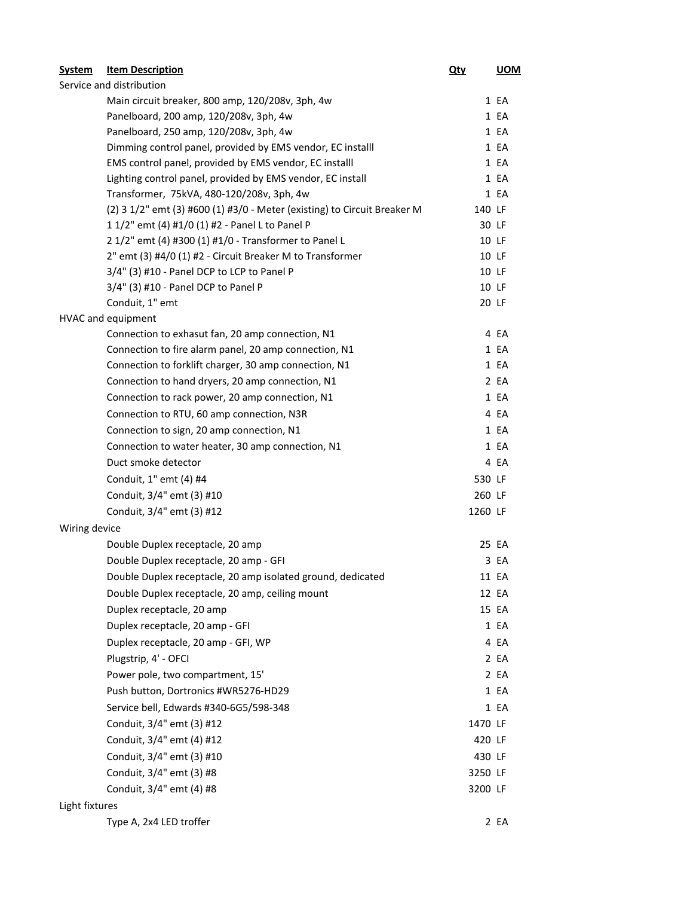| System | Item Description | Qty | UOM |
| --- | --- | --- | --- |
| Service and distribution | | | |
| | Main circuit breaker, 800 amp, 120/208v, 3ph, 4w | 1 | EA |
| | Panelboard, 200 amp, 120/208v, 3ph, 4w | 1 | EA |
| | Panelboard, 250 amp, 120/208v, 3ph, 4w | 1 | EA |
| | Dimming control panel, provided by EMS vendor, EC installl | 1 | EA |
| | EMS control panel, provided by EMS vendor, EC installl | 1 | EA |
| | Lighting control panel, provided by EMS vendor, EC install | 1 | EA |
| | Transformer, 75kVA, 480-120/208v, 3ph, 4w | 1 | EA |
| | (2) 3 1/2" emt (3) #600 (1) #3/0 - Meter (existing) to Circuit Breaker M | 140 | LF |
| | 1 1/2" emt (4) #1/0 (1) #2 - Panel L to Panel P | 30 | LF |
| | 2 1/2" emt (4) #300 (1) #1/0 - Transformer to Panel L | 10 | LF |
| | 2" emt (3) #4/0 (1) #2 - Circuit Breaker M to Transformer | 10 | LF |
| | 3/4" (3) #10 - Panel DCP to LCP to Panel P | 10 | LF |
| | 3/4" (3) #10 - Panel DCP to Panel P | 10 | LF |
| | Conduit, 1" emt | 20 | LF |
| HVAC and equipment | | | |
| | Connection to exhasut fan, 20 amp connection, N1 | 4 | EA |
| | Connection to fire alarm panel, 20 amp connection, N1 | 1 | EA |
| | Connection to forklift charger, 30 amp connection, N1 | 1 | EA |
| | Connection to hand dryers, 20 amp connection, N1 | 2 | EA |
| | Connection to rack power, 20 amp connection, N1 | 1 | EA |
| | Connection to RTU, 60 amp connection, N3R | 4 | EA |
| | Connection to sign, 20 amp connection, N1 | 1 | EA |
| | Connection to water heater, 30 amp connection, N1 | 1 | EA |
| | Duct smoke detector | 4 | EA |
| | Conduit, 1" emt (4) #4 | 530 | LF |
| | Conduit, 3/4" emt (3) #10 | 260 | LF |
| | Conduit, 3/4" emt (3) #12 | 1260 | LF |
| Wiring device | | | |
| | Double Duplex receptacle, 20 amp | 25 | EA |
| | Double Duplex receptacle, 20 amp - GFI | 3 | EA |
| | Double Duplex receptacle, 20 amp isolated ground, dedicated | 11 | EA |
| | Double Duplex receptacle, 20 amp, ceiling mount | 12 | EA |
| | Duplex receptacle, 20 amp | 15 | EA |
| | Duplex receptacle, 20 amp - GFI | 1 | EA |
| | Duplex receptacle, 20 amp - GFI, WP | 4 | EA |
| | Plugstrip, 4' - OFCI | 2 | EA |
| | Power pole, two compartment, 15' | 2 | EA |
| | Push button, Dortronics #WR5276-HD29 | 1 | EA |
| | Service bell, Edwards #340-6G5/598-348 | 1 | EA |
| | Conduit, 3/4" emt (3) #12 | 1470 | LF |
| | Conduit, 3/4" emt (4) #12 | 420 | LF |
| | Conduit, 3/4" emt (3) #10 | 430 | LF |
| | Conduit, 3/4" emt (3) #8 | 3250 | LF |
| | Conduit, 3/4" emt (4) #8 | 3200 | LF |
| Light fixtures | | | |
| | Type A, 2x4 LED troffer | 2 | EA |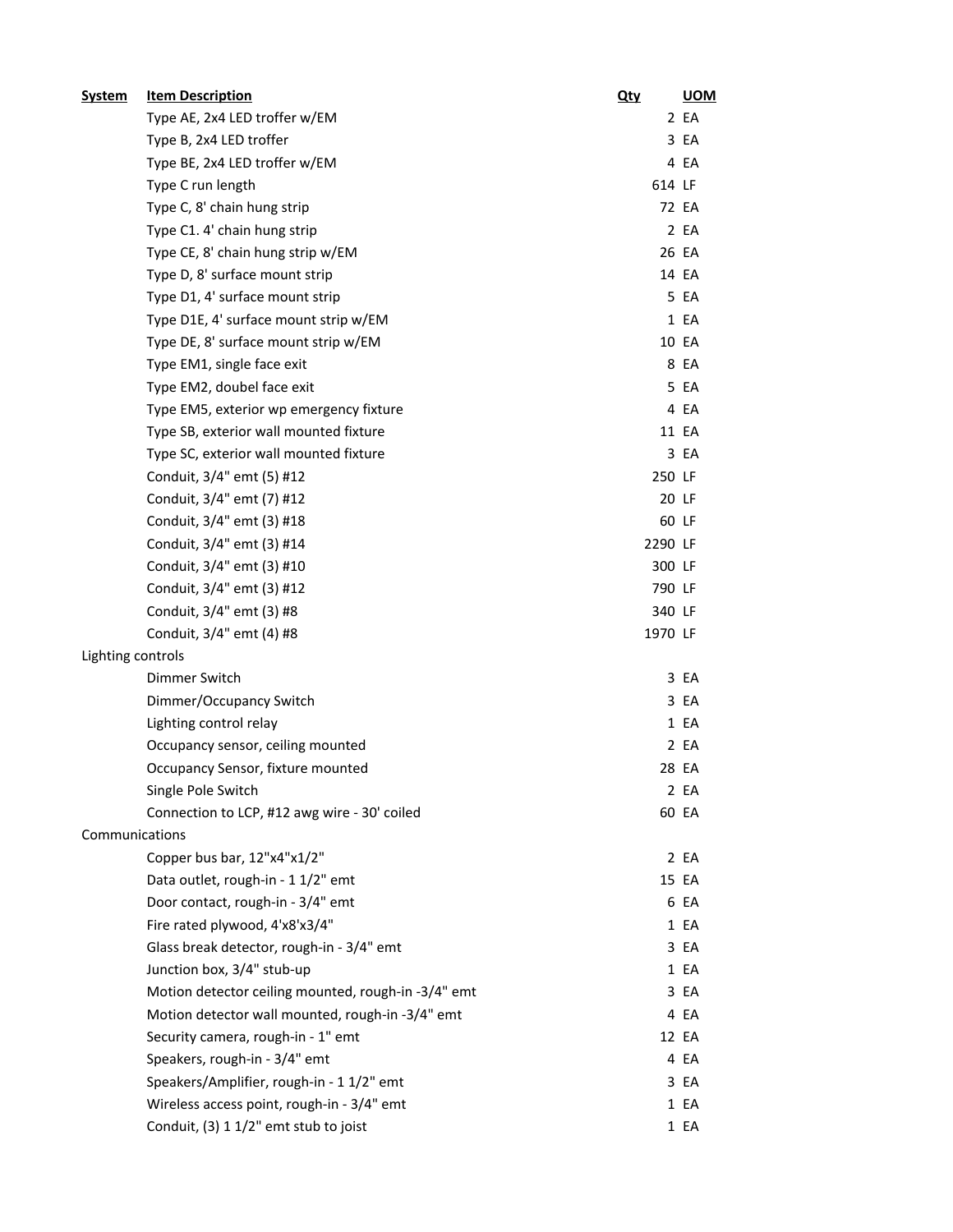| System | Item Description | Qty | UOM |
|---|---|---|---|
| | Type AE, 2x4 LED troffer w/EM | 2 | EA |
| | Type B, 2x4 LED troffer | 3 | EA |
| | Type BE, 2x4 LED troffer w/EM | 4 | EA |
| | Type C run length | 614 | LF |
| | Type C, 8' chain hung strip | 72 | EA |
| | Type C1. 4' chain hung strip | 2 | EA |
| | Type CE, 8' chain hung strip w/EM | 26 | EA |
| | Type D, 8' surface mount strip | 14 | EA |
| | Type D1, 4' surface mount strip | 5 | EA |
| | Type D1E, 4' surface mount strip w/EM | 1 | EA |
| | Type DE, 8' surface mount strip w/EM | 10 | EA |
| | Type EM1, single face exit | 8 | EA |
| | Type EM2, doubel face exit | 5 | EA |
| | Type EM5, exterior wp emergency fixture | 4 | EA |
| | Type SB, exterior wall mounted fixture | 11 | EA |
| | Type SC, exterior wall mounted fixture | 3 | EA |
| | Conduit, 3/4" emt (5) #12 | 250 | LF |
| | Conduit, 3/4" emt (7) #12 | 20 | LF |
| | Conduit, 3/4" emt (3) #18 | 60 | LF |
| | Conduit, 3/4" emt (3) #14 | 2290 | LF |
| | Conduit, 3/4" emt (3) #10 | 300 | LF |
| | Conduit, 3/4" emt (3) #12 | 790 | LF |
| | Conduit, 3/4" emt (3) #8 | 340 | LF |
| | Conduit, 3/4" emt (4) #8 | 1970 | LF |
| Lighting controls | | | |
| | Dimmer Switch | 3 | EA |
| | Dimmer/Occupancy Switch | 3 | EA |
| | Lighting control relay | 1 | EA |
| | Occupancy sensor, ceiling mounted | 2 | EA |
| | Occupancy Sensor, fixture mounted | 28 | EA |
| | Single Pole Switch | 2 | EA |
| | Connection to LCP, #12 awg wire - 30' coiled | 60 | EA |
| Communications | | | |
| | Copper bus bar, 12"x4"x1/2" | 2 | EA |
| | Data outlet, rough-in - 1 1/2" emt | 15 | EA |
| | Door contact, rough-in - 3/4" emt | 6 | EA |
| | Fire rated plywood, 4'x8'x3/4" | 1 | EA |
| | Glass break detector, rough-in - 3/4" emt | 3 | EA |
| | Junction box, 3/4" stub-up | 1 | EA |
| | Motion detector ceiling mounted, rough-in -3/4" emt | 3 | EA |
| | Motion detector wall mounted, rough-in -3/4" emt | 4 | EA |
| | Security camera, rough-in - 1" emt | 12 | EA |
| | Speakers, rough-in - 3/4" emt | 4 | EA |
| | Speakers/Amplifier, rough-in - 1 1/2" emt | 3 | EA |
| | Wireless access point, rough-in - 3/4" emt | 1 | EA |
| | Conduit, (3) 1 1/2" emt stub to joist | 1 | EA |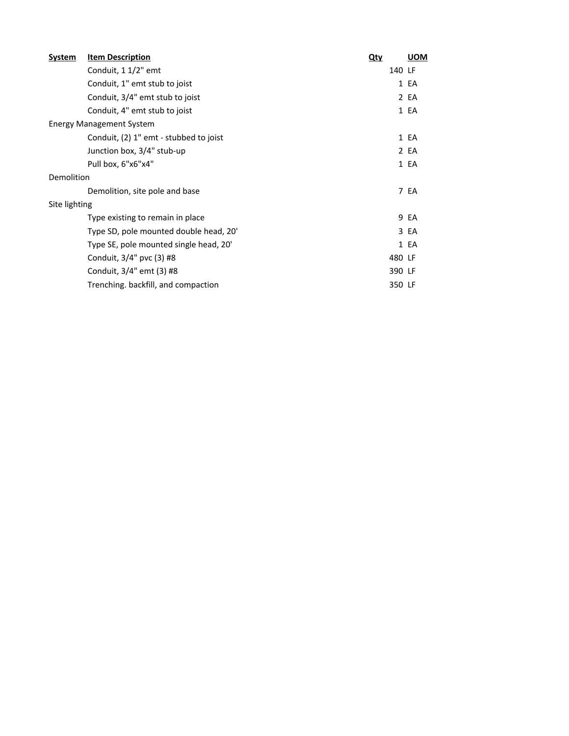| System | Item Description | Qty | UOM |
| --- | --- | --- | --- |
| | Conduit, 1 1/2" emt | 140 | LF |
| | Conduit, 1" emt stub to joist | 1 | EA |
| | Conduit, 3/4" emt stub to joist | 2 | EA |
| | Conduit, 4" emt stub to joist | 1 | EA |
| Energy Management System | | | |
| | Conduit, (2) 1" emt - stubbed to joist | 1 | EA |
| | Junction box, 3/4" stub-up | 2 | EA |
| | Pull box, 6"x6"x4" | 1 | EA |
| Demolition | | | |
| | Demolition, site pole and base | 7 | EA |
| Site lighting | | | |
| | Type existing to remain in place | 9 | EA |
| | Type SD, pole mounted double head, 20' | 3 | EA |
| | Type SE, pole mounted single head, 20' | 1 | EA |
| | Conduit, 3/4" pvc (3) #8 | 480 | LF |
| | Conduit, 3/4" emt (3) #8 | 390 | LF |
| | Trenching. backfill, and compaction | 350 | LF |